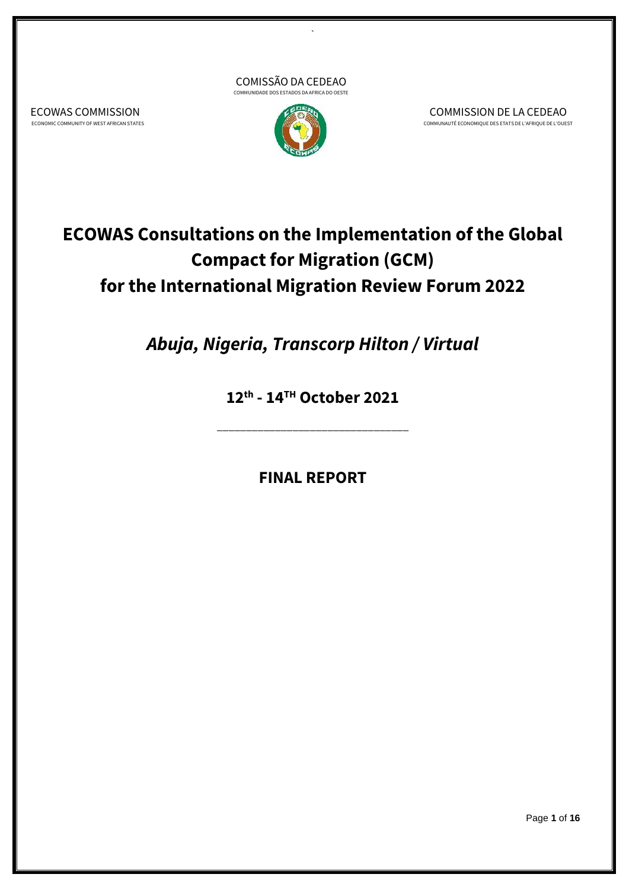COMISSÃO DA CEDEAO
COMMUNIDADE DOS ESTADOS DA AFRICA DO OESTE

ECOWAS COMMISSION
ECONOMIC COMMUNITY OF WEST AFRICAN STATES

COMMISSION DE LA CEDEAO
COMMUNAUTÉ ECONOMIQUE DES ETATS DE L'AFRIQUE DE L'OUEST

# ECOWAS Consultations on the Implementation of the Global Compact for Migration (GCM) for the International Migration Review Forum 2022

## *Abuja, Nigeria, Transcorp Hilton / Virtual*

### 12th - 14TH October 2021

---

## FINAL REPORT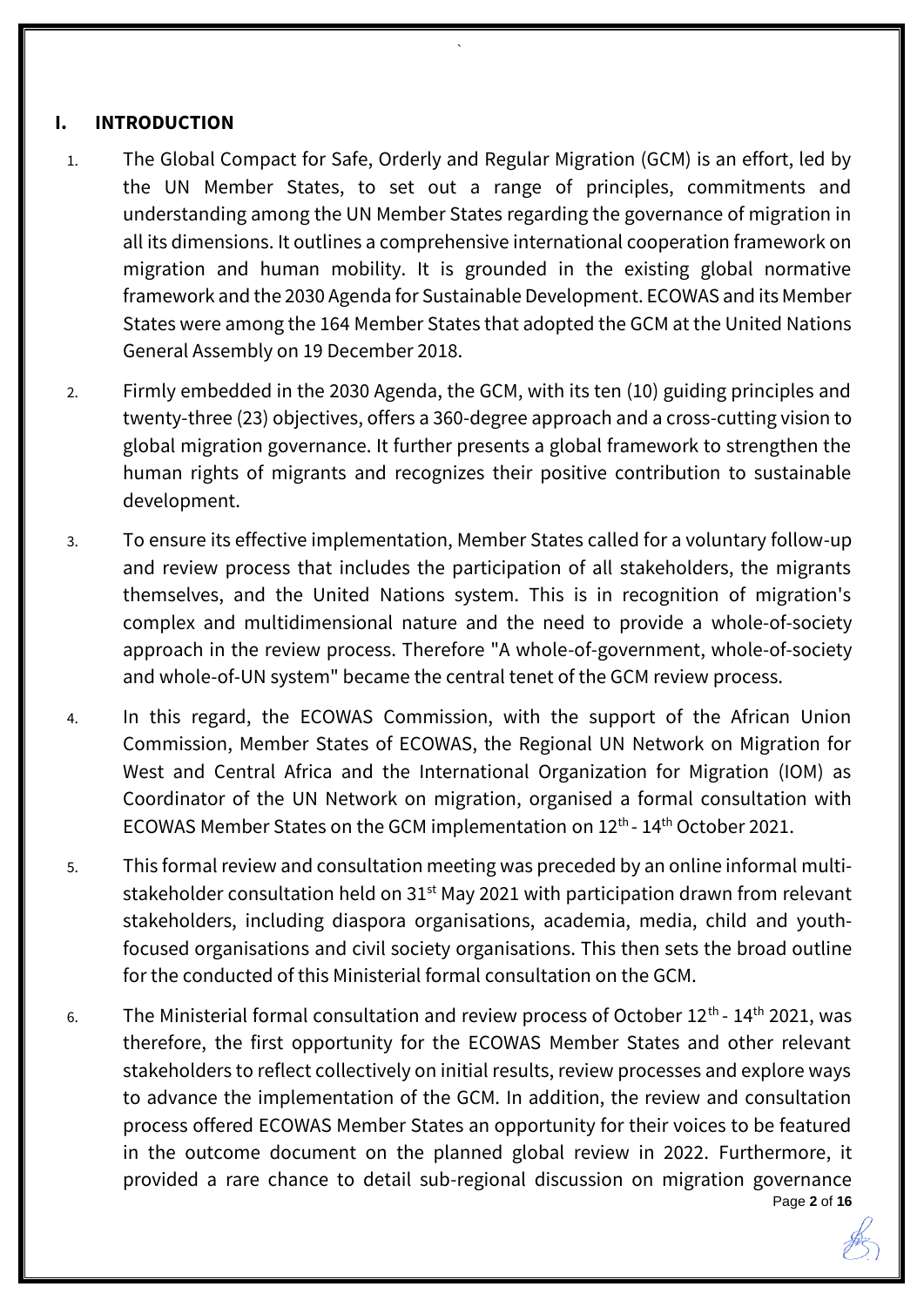## I. INTRODUCTION

1. The Global Compact for Safe, Orderly and Regular Migration (GCM) is an effort, led by the UN Member States, to set out a range of principles, commitments and understanding among the UN Member States regarding the governance of migration in all its dimensions. It outlines a comprehensive international cooperation framework on migration and human mobility. It is grounded in the existing global normative framework and the 2030 Agenda for Sustainable Development. ECOWAS and its Member States were among the 164 Member States that adopted the GCM at the United Nations General Assembly on 19 December 2018.

2. Firmly embedded in the 2030 Agenda, the GCM, with its ten (10) guiding principles and twenty-three (23) objectives, offers a 360-degree approach and a cross-cutting vision to global migration governance. It further presents a global framework to strengthen the human rights of migrants and recognizes their positive contribution to sustainable development.

3. To ensure its effective implementation, Member States called for a voluntary follow-up and review process that includes the participation of all stakeholders, the migrants themselves, and the United Nations system. This is in recognition of migration's complex and multidimensional nature and the need to provide a whole-of-society approach in the review process. Therefore "A whole-of-government, whole-of-society and whole-of-UN system" became the central tenet of the GCM review process.

4. In this regard, the ECOWAS Commission, with the support of the African Union Commission, Member States of ECOWAS, the Regional UN Network on Migration for West and Central Africa and the International Organization for Migration (IOM) as Coordinator of the UN Network on migration, organised a formal consultation with ECOWAS Member States on the GCM implementation on 12th - 14th October 2021.

5. This formal review and consultation meeting was preceded by an online informal multi-stakeholder consultation held on 31st May 2021 with participation drawn from relevant stakeholders, including diaspora organisations, academia, media, child and youth-focused organisations and civil society organisations. This then sets the broad outline for the conducted of this Ministerial formal consultation on the GCM.

6. The Ministerial formal consultation and review process of October 12th - 14th 2021, was therefore, the first opportunity for the ECOWAS Member States and other relevant stakeholders to reflect collectively on initial results, review processes and explore ways to advance the implementation of the GCM. In addition, the review and consultation process offered ECOWAS Member States an opportunity for their voices to be featured in the outcome document on the planned global review in 2022. Furthermore, it provided a rare chance to detail sub-regional discussion on migration governance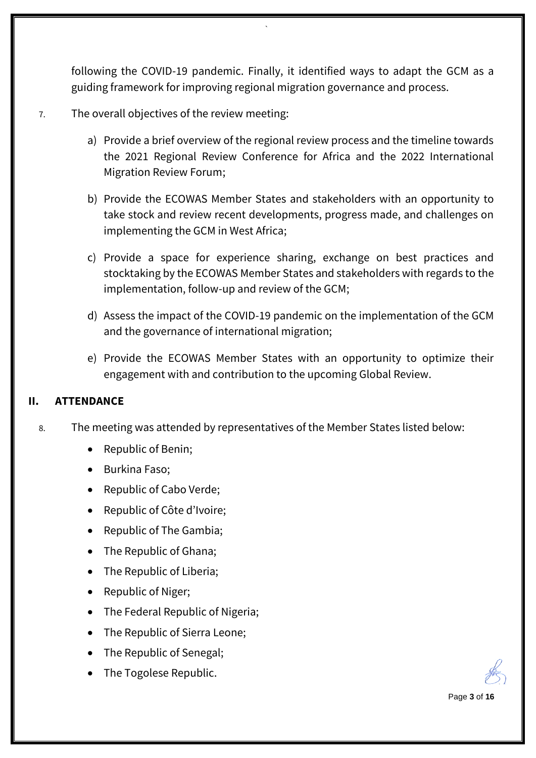following the COVID-19 pandemic. Finally, it identified ways to adapt the GCM as a guiding framework for improving regional migration governance and process.

7. The overall objectives of the review meeting:

   a) Provide a brief overview of the regional review process and the timeline towards the 2021 Regional Review Conference for Africa and the 2022 International Migration Review Forum;

   b) Provide the ECOWAS Member States and stakeholders with an opportunity to take stock and review recent developments, progress made, and challenges on implementing the GCM in West Africa;

   c) Provide a space for experience sharing, exchange on best practices and stocktaking by the ECOWAS Member States and stakeholders with regards to the implementation, follow-up and review of the GCM;

   d) Assess the impact of the COVID-19 pandemic on the implementation of the GCM and the governance of international migration;

   e) Provide the ECOWAS Member States with an opportunity to optimize their engagement with and contribution to the upcoming Global Review.

## II. ATTENDANCE

8. The meeting was attended by representatives of the Member States listed below:

   - Republic of Benin;
   - Burkina Faso;
   - Republic of Cabo Verde;
   - Republic of Côte d'Ivoire;
   - Republic of The Gambia;
   - The Republic of Ghana;
   - The Republic of Liberia;
   - Republic of Niger;
   - The Federal Republic of Nigeria;
   - The Republic of Sierra Leone;
   - The Republic of Senegal;
   - The Togolese Republic.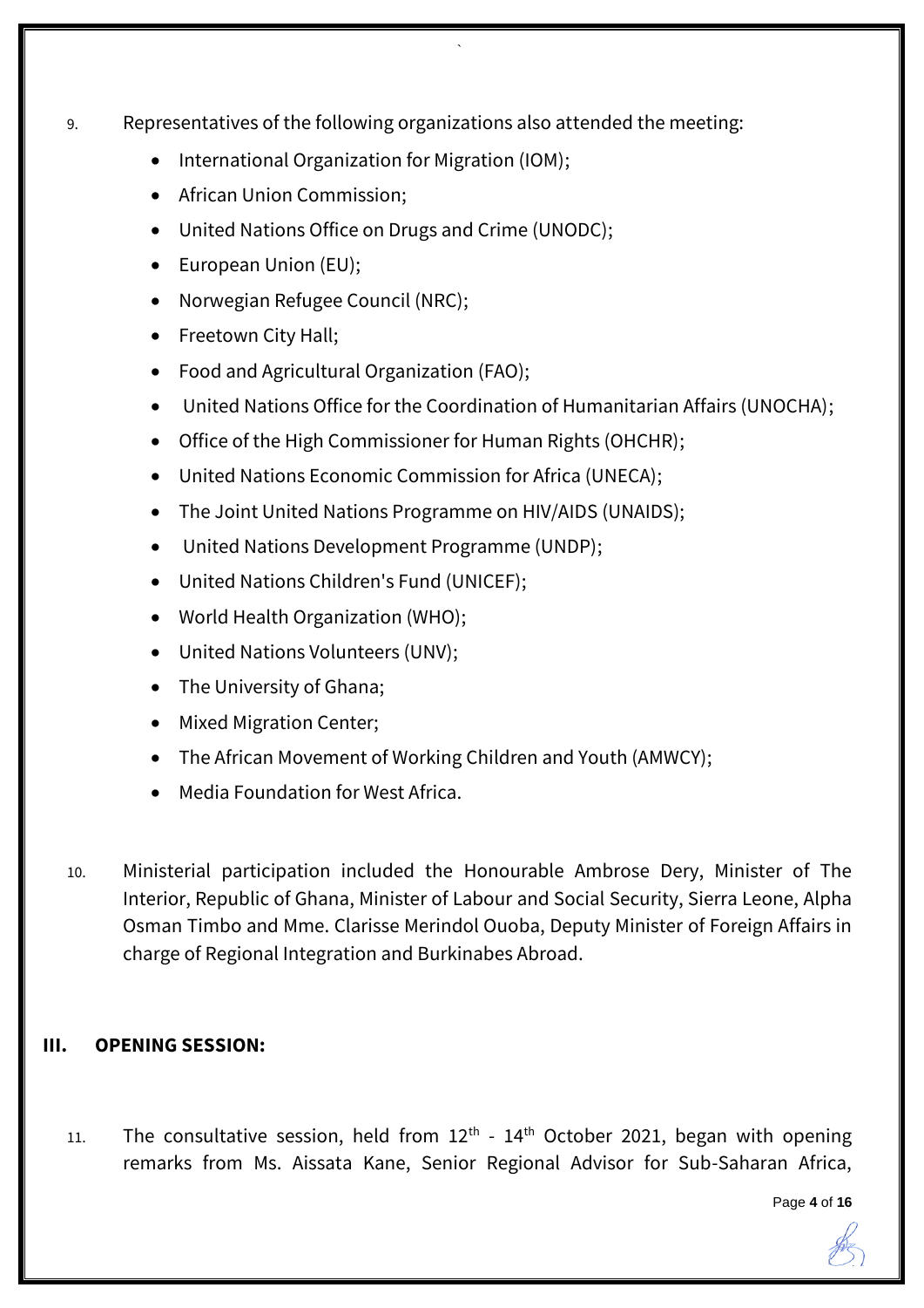9. Representatives of the following organizations also attended the meeting:

- International Organization for Migration (IOM);
- African Union Commission;
- United Nations Office on Drugs and Crime (UNODC);
- European Union (EU);
- Norwegian Refugee Council (NRC);
- Freetown City Hall;
- Food and Agricultural Organization (FAO);
- United Nations Office for the Coordination of Humanitarian Affairs (UNOCHA);
- Office of the High Commissioner for Human Rights (OHCHR);
- United Nations Economic Commission for Africa (UNECA);
- The Joint United Nations Programme on HIV/AIDS (UNAIDS);
- United Nations Development Programme (UNDP);
- United Nations Children's Fund (UNICEF);
- World Health Organization (WHO);
- United Nations Volunteers (UNV);
- The University of Ghana;
- Mixed Migration Center;
- The African Movement of Working Children and Youth (AMWCY);
- Media Foundation for West Africa.

10. Ministerial participation included the Honourable Ambrose Dery, Minister of The Interior, Republic of Ghana, Minister of Labour and Social Security, Sierra Leone, Alpha Osman Timbo and Mme. Clarisse Merindol Ouoba, Deputy Minister of Foreign Affairs in charge of Regional Integration and Burkinabes Abroad.

## III. OPENING SESSION:

11. The consultative session, held from 12th - 14th October 2021, began with opening remarks from Ms. Aissata Kane, Senior Regional Advisor for Sub-Saharan Africa,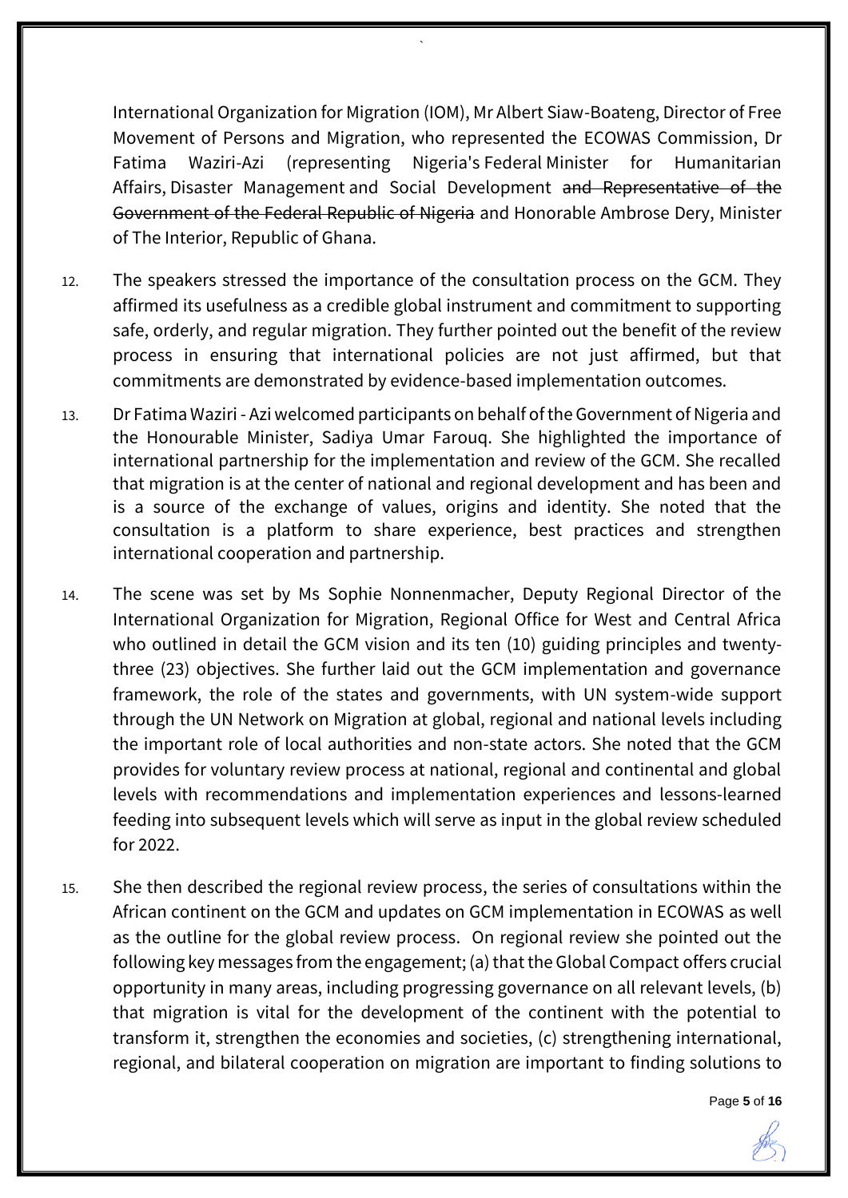International Organization for Migration (IOM), Mr Albert Siaw-Boateng, Director of Free Movement of Persons and Migration, who represented the ECOWAS Commission, Dr Fatima Waziri-Azi (representing Nigeria's Federal Minister for Humanitarian Affairs, Disaster Management and Social Development ~~and Representative of the Government of the Federal Republic of Nigeria~~ and Honorable Ambrose Dery, Minister of The Interior, Republic of Ghana.

12. The speakers stressed the importance of the consultation process on the GCM. They affirmed its usefulness as a credible global instrument and commitment to supporting safe, orderly, and regular migration. They further pointed out the benefit of the review process in ensuring that international policies are not just affirmed, but that commitments are demonstrated by evidence-based implementation outcomes.

13. Dr Fatima Waziri - Azi welcomed participants on behalf of the Government of Nigeria and the Honourable Minister, Sadiya Umar Farouq. She highlighted the importance of international partnership for the implementation and review of the GCM. She recalled that migration is at the center of national and regional development and has been and is a source of the exchange of values, origins and identity. She noted that the consultation is a platform to share experience, best practices and strengthen international cooperation and partnership.

14. The scene was set by Ms Sophie Nonnenmacher, Deputy Regional Director of the International Organization for Migration, Regional Office for West and Central Africa who outlined in detail the GCM vision and its ten (10) guiding principles and twenty-three (23) objectives. She further laid out the GCM implementation and governance framework, the role of the states and governments, with UN system-wide support through the UN Network on Migration at global, regional and national levels including the important role of local authorities and non-state actors. She noted that the GCM provides for voluntary review process at national, regional and continental and global levels with recommendations and implementation experiences and lessons-learned feeding into subsequent levels which will serve as input in the global review scheduled for 2022.

15. She then described the regional review process, the series of consultations within the African continent on the GCM and updates on GCM implementation in ECOWAS as well as the outline for the global review process. On regional review she pointed out the following key messages from the engagement; (a) that the Global Compact offers crucial opportunity in many areas, including progressing governance on all relevant levels, (b) that migration is vital for the development of the continent with the potential to transform it, strengthen the economies and societies, (c) strengthening international, regional, and bilateral cooperation on migration are important to finding solutions to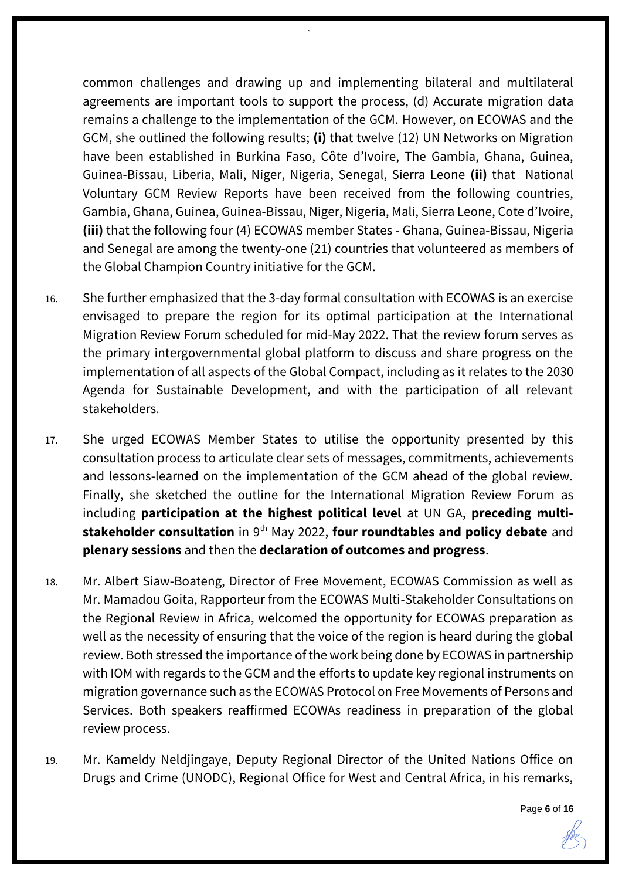common challenges and drawing up and implementing bilateral and multilateral agreements are important tools to support the process, (d) Accurate migration data remains a challenge to the implementation of the GCM. However, on ECOWAS and the GCM, she outlined the following results; **(i)** that twelve (12) UN Networks on Migration have been established in Burkina Faso, Côte d'Ivoire, The Gambia, Ghana, Guinea, Guinea-Bissau, Liberia, Mali, Niger, Nigeria, Senegal, Sierra Leone **(ii)** that National Voluntary GCM Review Reports have been received from the following countries, Gambia, Ghana, Guinea, Guinea-Bissau, Niger, Nigeria, Mali, Sierra Leone, Cote d'Ivoire, **(iii)** that the following four (4) ECOWAS member States - Ghana, Guinea-Bissau, Nigeria and Senegal are among the twenty-one (21) countries that volunteered as members of the Global Champion Country initiative for the GCM.

16. She further emphasized that the 3-day formal consultation with ECOWAS is an exercise envisaged to prepare the region for its optimal participation at the International Migration Review Forum scheduled for mid-May 2022. That the review forum serves as the primary intergovernmental global platform to discuss and share progress on the implementation of all aspects of the Global Compact, including as it relates to the 2030 Agenda for Sustainable Development, and with the participation of all relevant stakeholders.

17. She urged ECOWAS Member States to utilise the opportunity presented by this consultation process to articulate clear sets of messages, commitments, achievements and lessons-learned on the implementation of the GCM ahead of the global review. Finally, she sketched the outline for the International Migration Review Forum as including **participation at the highest political level** at UN GA, **preceding multi-stakeholder consultation** in 9th May 2022, **four roundtables and policy debate** and **plenary sessions** and then the **declaration of outcomes and progress**.

18. Mr. Albert Siaw-Boateng, Director of Free Movement, ECOWAS Commission as well as Mr. Mamadou Goita, Rapporteur from the ECOWAS Multi-Stakeholder Consultations on the Regional Review in Africa, welcomed the opportunity for ECOWAS preparation as well as the necessity of ensuring that the voice of the region is heard during the global review. Both stressed the importance of the work being done by ECOWAS in partnership with IOM with regards to the GCM and the efforts to update key regional instruments on migration governance such as the ECOWAS Protocol on Free Movements of Persons and Services. Both speakers reaffirmed ECOWAs readiness in preparation of the global review process.

19. Mr. Kameldy Neldjingaye, Deputy Regional Director of the United Nations Office on Drugs and Crime (UNODC), Regional Office for West and Central Africa, in his remarks,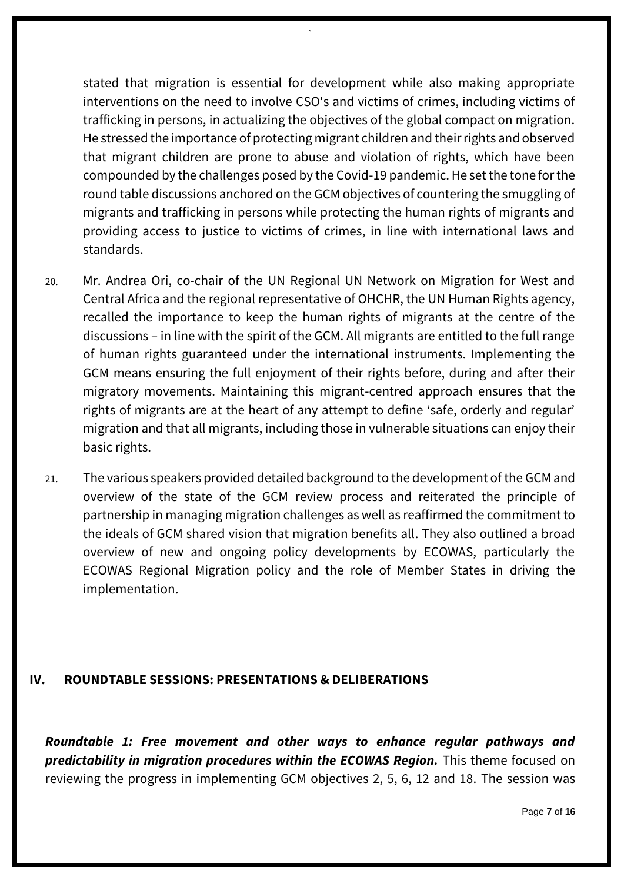stated that migration is essential for development while also making appropriate interventions on the need to involve CSO's and victims of crimes, including victims of trafficking in persons, in actualizing the objectives of the global compact on migration. He stressed the importance of protecting migrant children and their rights and observed that migrant children are prone to abuse and violation of rights, which have been compounded by the challenges posed by the Covid-19 pandemic. He set the tone for the round table discussions anchored on the GCM objectives of countering the smuggling of migrants and trafficking in persons while protecting the human rights of migrants and providing access to justice to victims of crimes, in line with international laws and standards.

20. Mr. Andrea Ori, co-chair of the UN Regional UN Network on Migration for West and Central Africa and the regional representative of OHCHR, the UN Human Rights agency, recalled the importance to keep the human rights of migrants at the centre of the discussions – in line with the spirit of the GCM. All migrants are entitled to the full range of human rights guaranteed under the international instruments. Implementing the GCM means ensuring the full enjoyment of their rights before, during and after their migratory movements. Maintaining this migrant-centred approach ensures that the rights of migrants are at the heart of any attempt to define 'safe, orderly and regular' migration and that all migrants, including those in vulnerable situations can enjoy their basic rights.

21. The various speakers provided detailed background to the development of the GCM and overview of the state of the GCM review process and reiterated the principle of partnership in managing migration challenges as well as reaffirmed the commitment to the ideals of GCM shared vision that migration benefits all. They also outlined a broad overview of new and ongoing policy developments by ECOWAS, particularly the ECOWAS Regional Migration policy and the role of Member States in driving the implementation.

## IV. ROUNDTABLE SESSIONS: PRESENTATIONS & DELIBERATIONS

***Roundtable 1: Free movement and other ways to enhance regular pathways and predictability in migration procedures within the ECOWAS Region.*** This theme focused on reviewing the progress in implementing GCM objectives 2, 5, 6, 12 and 18. The session was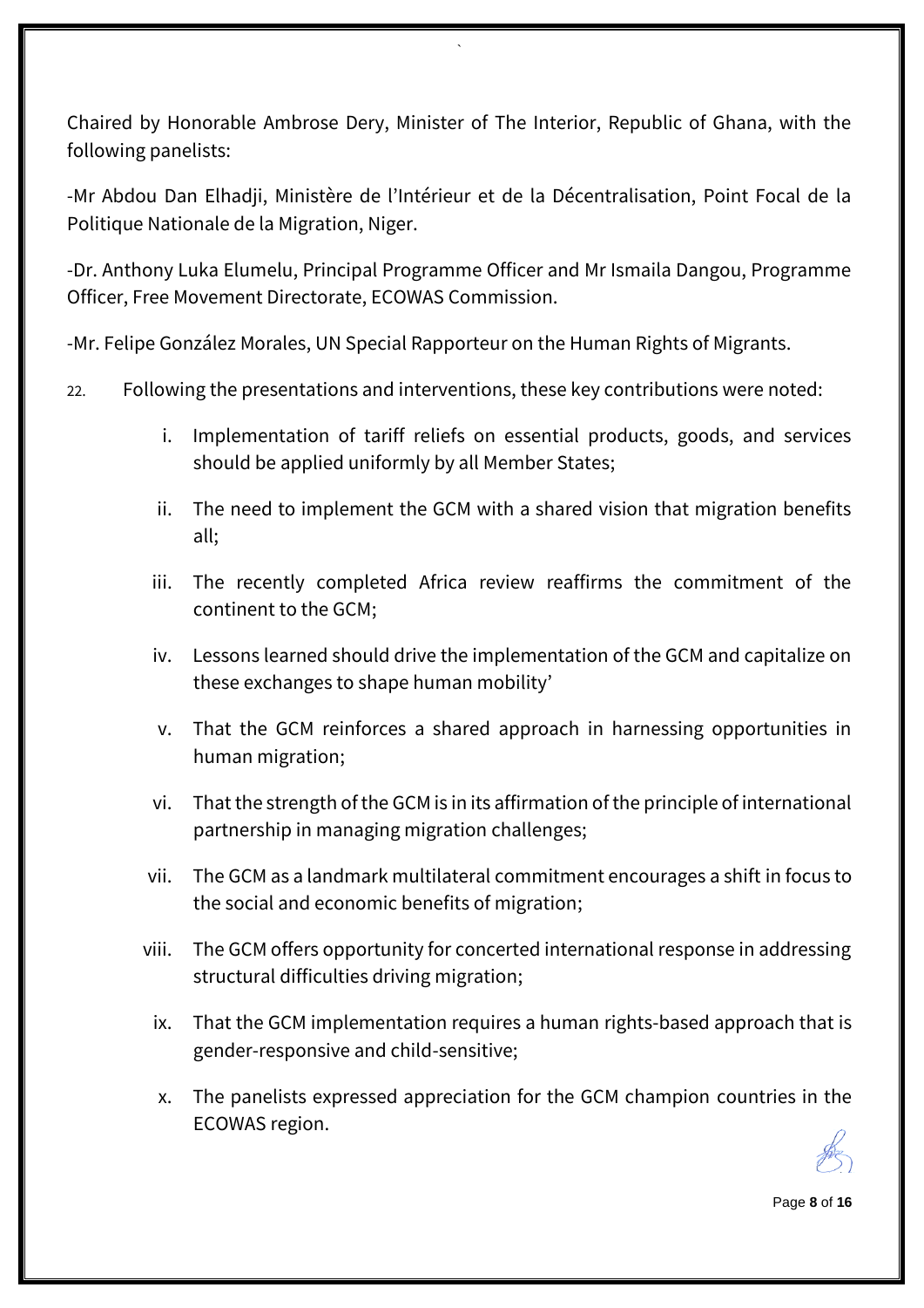Chaired by Honorable Ambrose Dery, Minister of The Interior, Republic of Ghana, with the following panelists:

-Mr Abdou Dan Elhadji, Ministère de l'Intérieur et de la Décentralisation, Point Focal de la Politique Nationale de la Migration, Niger.

-Dr. Anthony Luka Elumelu, Principal Programme Officer and Mr Ismaila Dangou, Programme Officer, Free Movement Directorate, ECOWAS Commission.

-Mr. Felipe González Morales, UN Special Rapporteur on the Human Rights of Migrants.

22. Following the presentations and interventions, these key contributions were noted:

   i. Implementation of tariff reliefs on essential products, goods, and services should be applied uniformly by all Member States;

   ii. The need to implement the GCM with a shared vision that migration benefits all;

   iii. The recently completed Africa review reaffirms the commitment of the continent to the GCM;

   iv. Lessons learned should drive the implementation of the GCM and capitalize on these exchanges to shape human mobility'

   v. That the GCM reinforces a shared approach in harnessing opportunities in human migration;

   vi. That the strength of the GCM is in its affirmation of the principle of international partnership in managing migration challenges;

   vii. The GCM as a landmark multilateral commitment encourages a shift in focus to the social and economic benefits of migration;

   viii. The GCM offers opportunity for concerted international response in addressing structural difficulties driving migration;

   ix. That the GCM implementation requires a human rights-based approach that is gender-responsive and child-sensitive;

   x. The panelists expressed appreciation for the GCM champion countries in the ECOWAS region.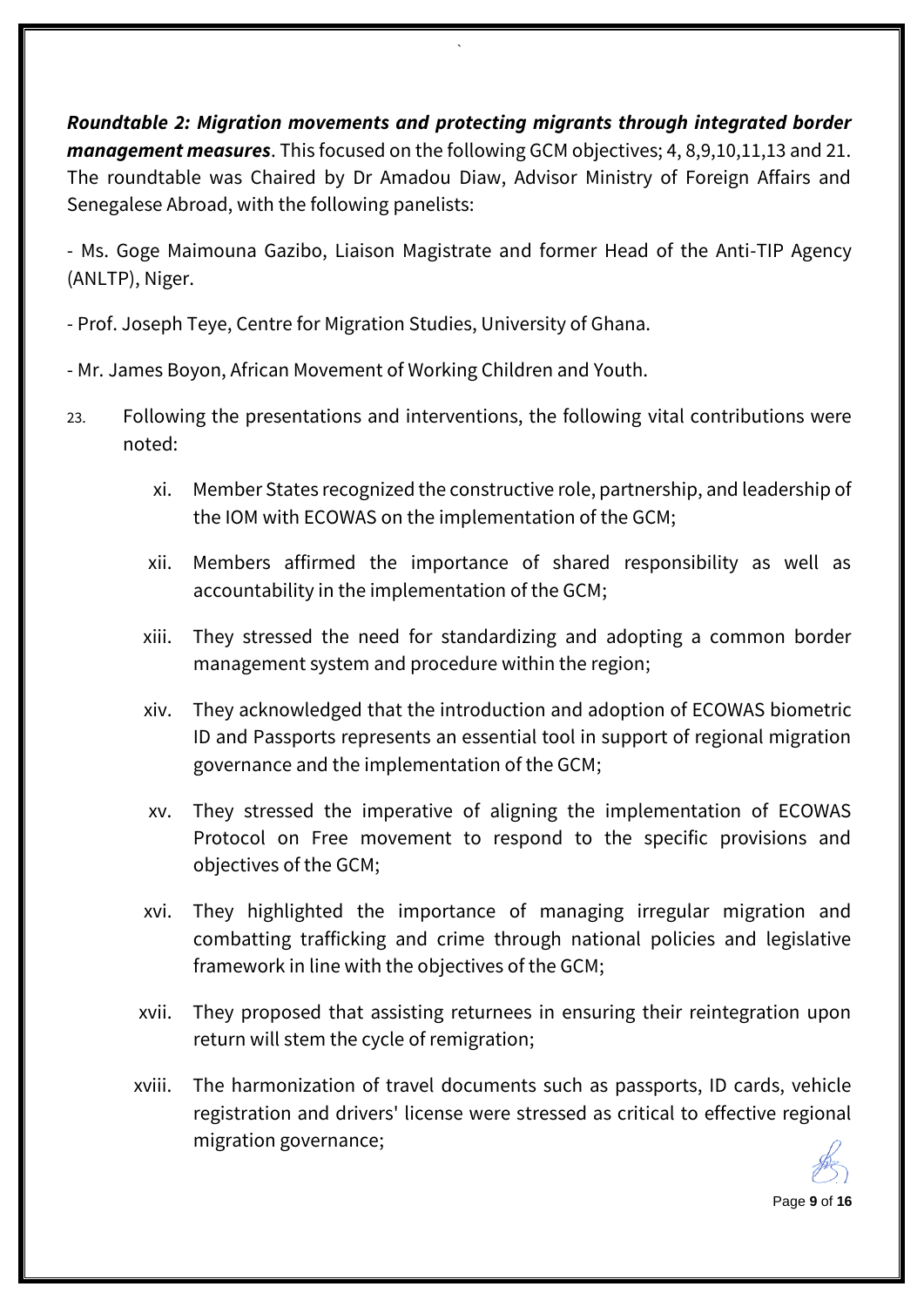***Roundtable 2: Migration movements and protecting migrants through integrated border management measures***. This focused on the following GCM objectives; 4, 8,9,10,11,13 and 21. The roundtable was Chaired by Dr Amadou Diaw, Advisor Ministry of Foreign Affairs and Senegalese Abroad, with the following panelists:

- Ms. Goge Maimouna Gazibo, Liaison Magistrate and former Head of the Anti-TIP Agency (ANLTP), Niger.

- Prof. Joseph Teye, Centre for Migration Studies, University of Ghana.

- Mr. James Boyon, African Movement of Working Children and Youth.

23. Following the presentations and interventions, the following vital contributions were noted:

    xi. Member States recognized the constructive role, partnership, and leadership of the IOM with ECOWAS on the implementation of the GCM;

    xii. Members affirmed the importance of shared responsibility as well as accountability in the implementation of the GCM;

    xiii. They stressed the need for standardizing and adopting a common border management system and procedure within the region;

    xiv. They acknowledged that the introduction and adoption of ECOWAS biometric ID and Passports represents an essential tool in support of regional migration governance and the implementation of the GCM;

    xv. They stressed the imperative of aligning the implementation of ECOWAS Protocol on Free movement to respond to the specific provisions and objectives of the GCM;

    xvi. They highlighted the importance of managing irregular migration and combatting trafficking and crime through national policies and legislative framework in line with the objectives of the GCM;

    xvii. They proposed that assisting returnees in ensuring their reintegration upon return will stem the cycle of remigration;

    xviii. The harmonization of travel documents such as passports, ID cards, vehicle registration and drivers' license were stressed as critical to effective regional migration governance;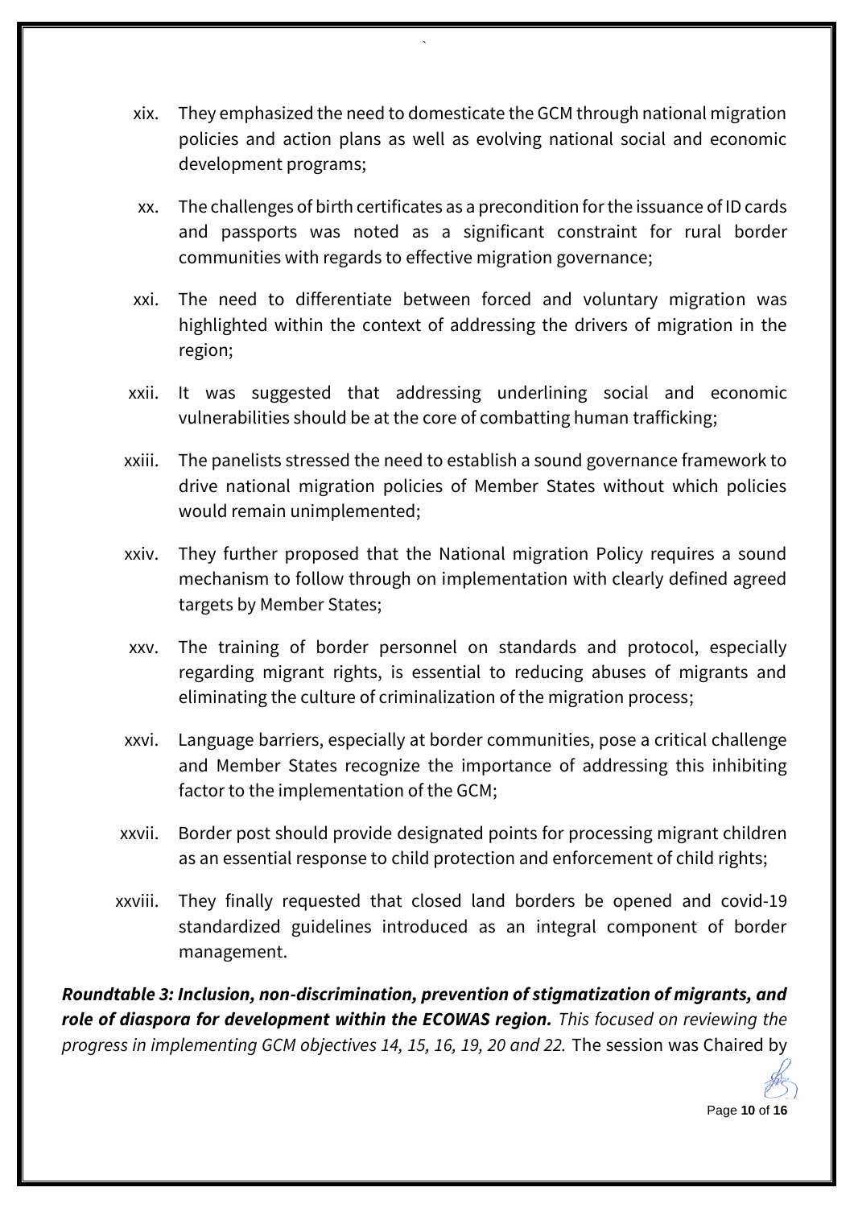xix. They emphasized the need to domesticate the GCM through national migration policies and action plans as well as evolving national social and economic development programs;

xx. The challenges of birth certificates as a precondition for the issuance of ID cards and passports was noted as a significant constraint for rural border communities with regards to effective migration governance;

xxi. The need to differentiate between forced and voluntary migration was highlighted within the context of addressing the drivers of migration in the region;

xxii. It was suggested that addressing underlining social and economic vulnerabilities should be at the core of combatting human trafficking;

xxiii. The panelists stressed the need to establish a sound governance framework to drive national migration policies of Member States without which policies would remain unimplemented;

xxiv. They further proposed that the National migration Policy requires a sound mechanism to follow through on implementation with clearly defined agreed targets by Member States;

xxv. The training of border personnel on standards and protocol, especially regarding migrant rights, is essential to reducing abuses of migrants and eliminating the culture of criminalization of the migration process;

xxvi. Language barriers, especially at border communities, pose a critical challenge and Member States recognize the importance of addressing this inhibiting factor to the implementation of the GCM;

xxvii. Border post should provide designated points for processing migrant children as an essential response to child protection and enforcement of child rights;

xxviii. They finally requested that closed land borders be opened and covid-19 standardized guidelines introduced as an integral component of border management.

***Roundtable 3: Inclusion, non-discrimination, prevention of stigmatization of migrants, and role of diaspora for development within the ECOWAS region.*** *This focused on reviewing the progress in implementing GCM objectives 14, 15, 16, 19, 20 and 22.* The session was Chaired by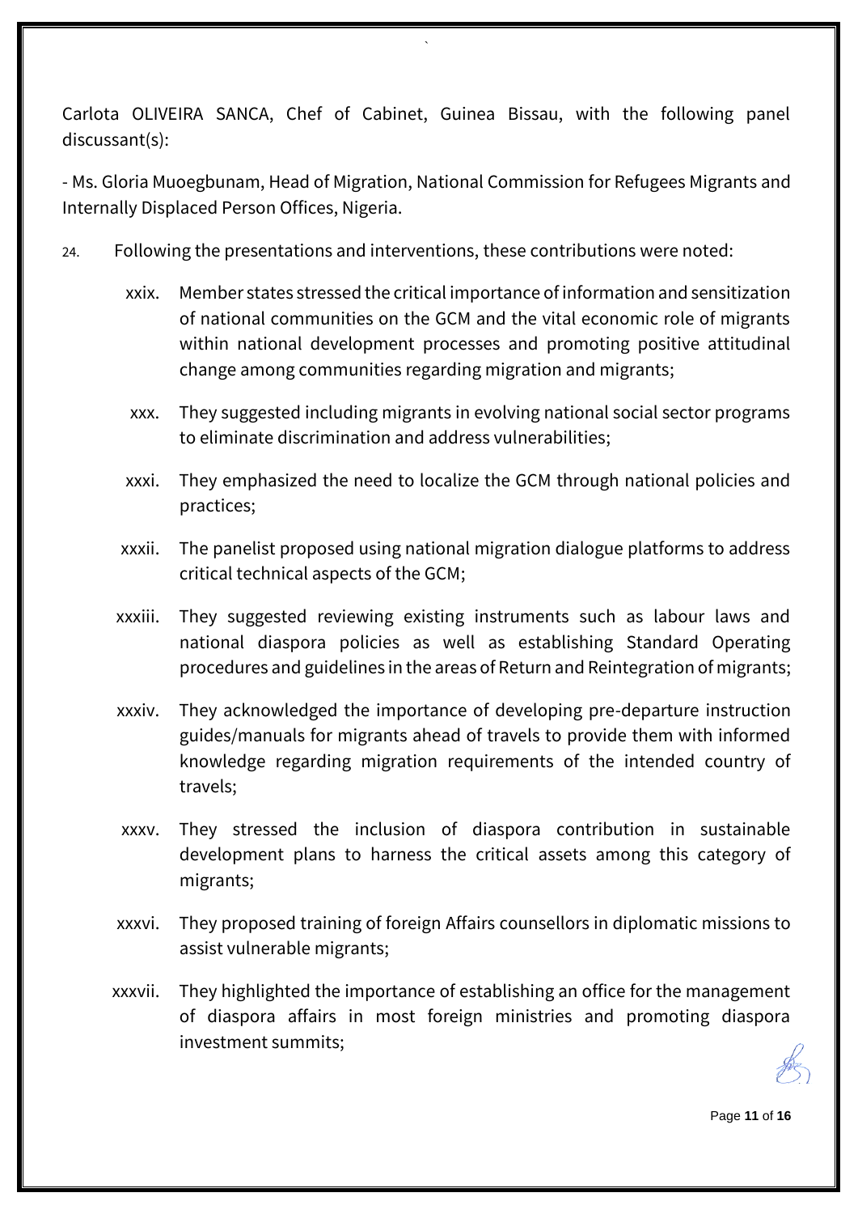Carlota OLIVEIRA SANCA, Chef of Cabinet, Guinea Bissau, with the following panel discussant(s):

- Ms. Gloria Muoegbunam, Head of Migration, National Commission for Refugees Migrants and Internally Displaced Person Offices, Nigeria.

24. Following the presentations and interventions, these contributions were noted:

    xxix. Member states stressed the critical importance of information and sensitization of national communities on the GCM and the vital economic role of migrants within national development processes and promoting positive attitudinal change among communities regarding migration and migrants;

    xxx. They suggested including migrants in evolving national social sector programs to eliminate discrimination and address vulnerabilities;

    xxxi. They emphasized the need to localize the GCM through national policies and practices;

    xxxii. The panelist proposed using national migration dialogue platforms to address critical technical aspects of the GCM;

    xxxiii. They suggested reviewing existing instruments such as labour laws and national diaspora policies as well as establishing Standard Operating procedures and guidelines in the areas of Return and Reintegration of migrants;

    xxxiv. They acknowledged the importance of developing pre-departure instruction guides/manuals for migrants ahead of travels to provide them with informed knowledge regarding migration requirements of the intended country of travels;

    xxxv. They stressed the inclusion of diaspora contribution in sustainable development plans to harness the critical assets among this category of migrants;

    xxxvi. They proposed training of foreign Affairs counsellors in diplomatic missions to assist vulnerable migrants;

    xxxvii. They highlighted the importance of establishing an office for the management of diaspora affairs in most foreign ministries and promoting diaspora investment summits;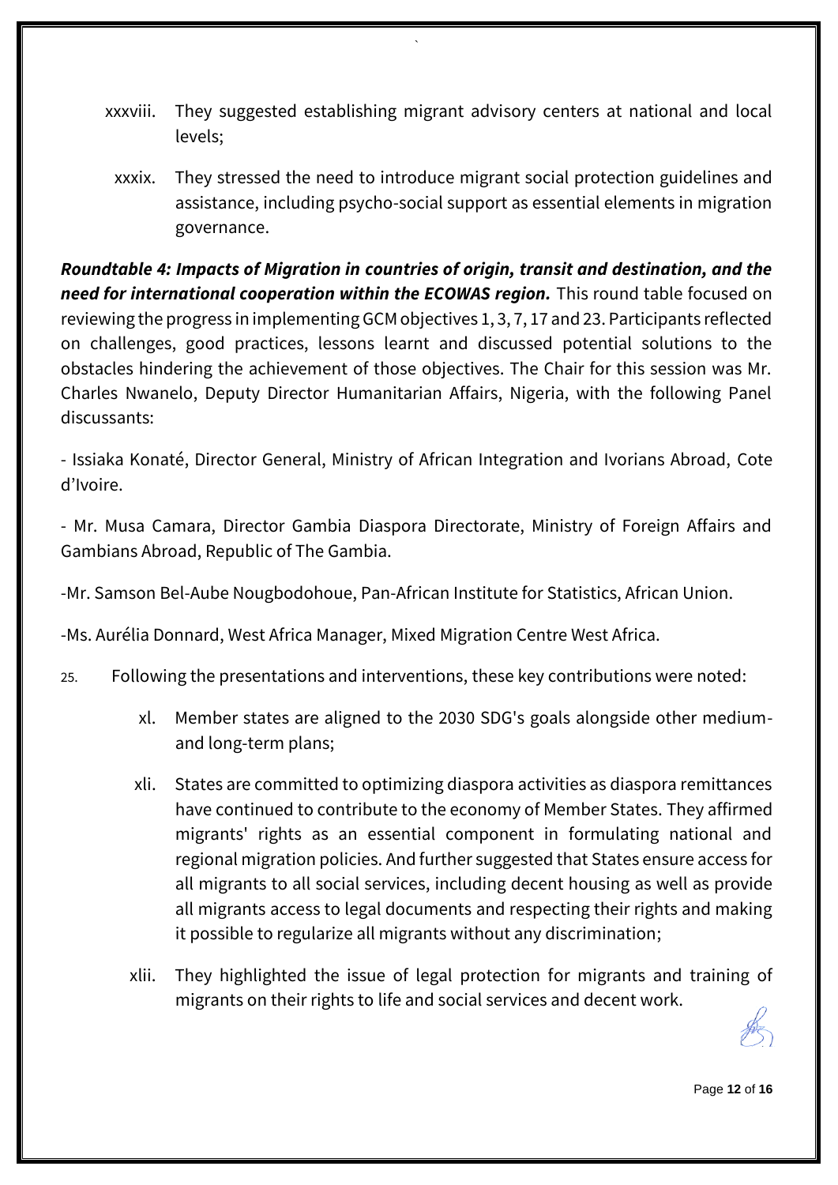xxxviii. They suggested establishing migrant advisory centers at national and local levels;

xxxix. They stressed the need to introduce migrant social protection guidelines and assistance, including psycho-social support as essential elements in migration governance.

***Roundtable 4: Impacts of Migration in countries of origin, transit and destination, and the need for international cooperation within the ECOWAS region.*** This round table focused on reviewing the progress in implementing GCM objectives 1, 3, 7, 17 and 23. Participants reflected on challenges, good practices, lessons learnt and discussed potential solutions to the obstacles hindering the achievement of those objectives. The Chair for this session was Mr. Charles Nwanelo, Deputy Director Humanitarian Affairs, Nigeria, with the following Panel discussants:

- Issiaka Konaté, Director General, Ministry of African Integration and Ivorians Abroad, Cote d'Ivoire.

- Mr. Musa Camara, Director Gambia Diaspora Directorate, Ministry of Foreign Affairs and Gambians Abroad, Republic of The Gambia.

-Mr. Samson Bel-Aube Nougbodohoue, Pan-African Institute for Statistics, African Union.

-Ms. Aurélia Donnard, West Africa Manager, Mixed Migration Centre West Africa.

25. Following the presentations and interventions, these key contributions were noted:

xl. Member states are aligned to the 2030 SDG's goals alongside other medium- and long-term plans;

xli. States are committed to optimizing diaspora activities as diaspora remittances have continued to contribute to the economy of Member States. They affirmed migrants' rights as an essential component in formulating national and regional migration policies. And further suggested that States ensure access for all migrants to all social services, including decent housing as well as provide all migrants access to legal documents and respecting their rights and making it possible to regularize all migrants without any discrimination;

xlii. They highlighted the issue of legal protection for migrants and training of migrants on their rights to life and social services and decent work.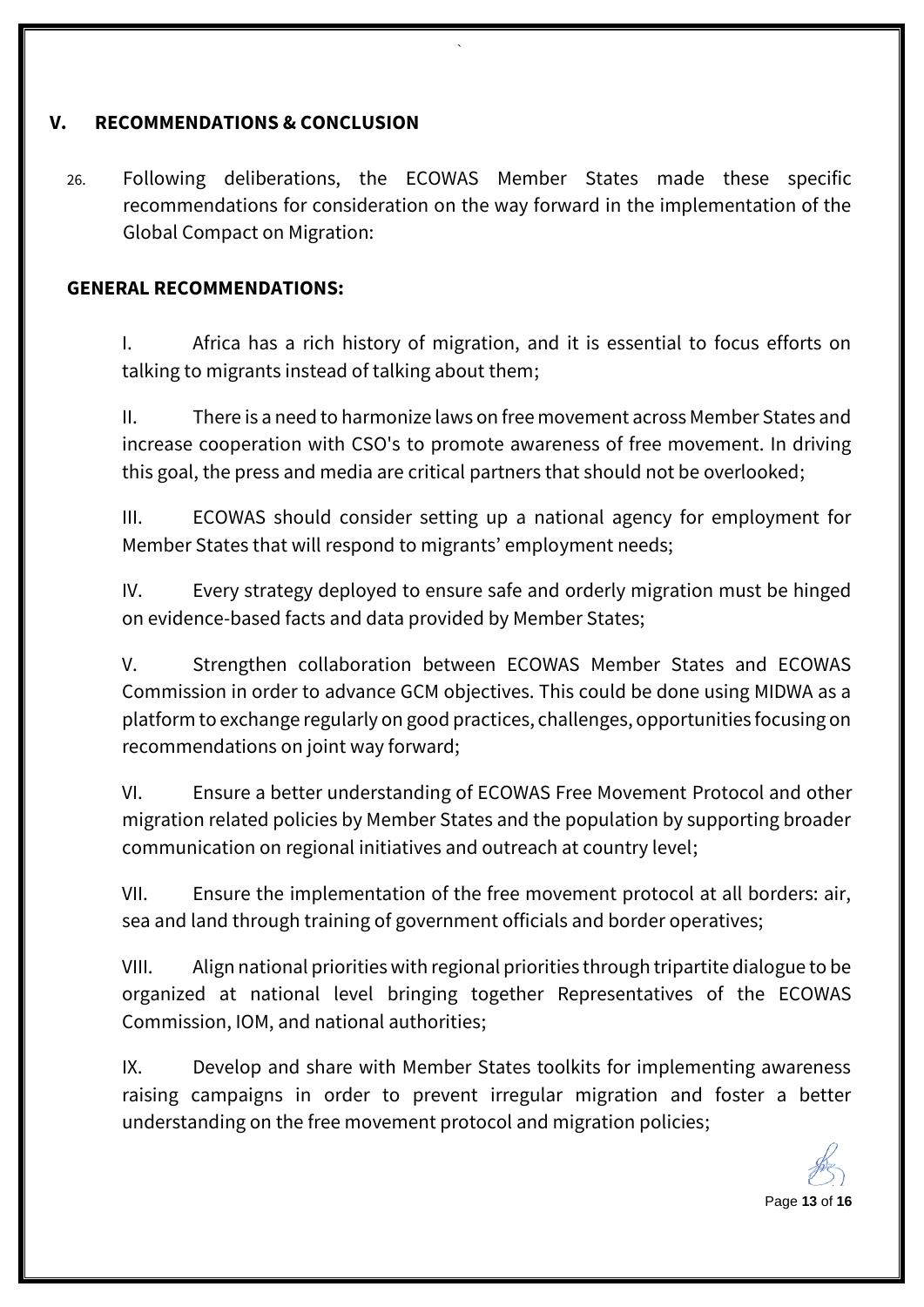## V. RECOMMENDATIONS & CONCLUSION

26. Following deliberations, the ECOWAS Member States made these specific recommendations for consideration on the way forward in the implementation of the Global Compact on Migration:

### GENERAL RECOMMENDATIONS:

I. Africa has a rich history of migration, and it is essential to focus efforts on talking to migrants instead of talking about them;

II. There is a need to harmonize laws on free movement across Member States and increase cooperation with CSO's to promote awareness of free movement. In driving this goal, the press and media are critical partners that should not be overlooked;

III. ECOWAS should consider setting up a national agency for employment for Member States that will respond to migrants' employment needs;

IV. Every strategy deployed to ensure safe and orderly migration must be hinged on evidence-based facts and data provided by Member States;

V. Strengthen collaboration between ECOWAS Member States and ECOWAS Commission in order to advance GCM objectives. This could be done using MIDWA as a platform to exchange regularly on good practices, challenges, opportunities focusing on recommendations on joint way forward;

VI. Ensure a better understanding of ECOWAS Free Movement Protocol and other migration related policies by Member States and the population by supporting broader communication on regional initiatives and outreach at country level;

VII. Ensure the implementation of the free movement protocol at all borders: air, sea and land through training of government officials and border operatives;

VIII. Align national priorities with regional priorities through tripartite dialogue to be organized at national level bringing together Representatives of the ECOWAS Commission, IOM, and national authorities;

IX. Develop and share with Member States toolkits for implementing awareness raising campaigns in order to prevent irregular migration and foster a better understanding on the free movement protocol and migration policies;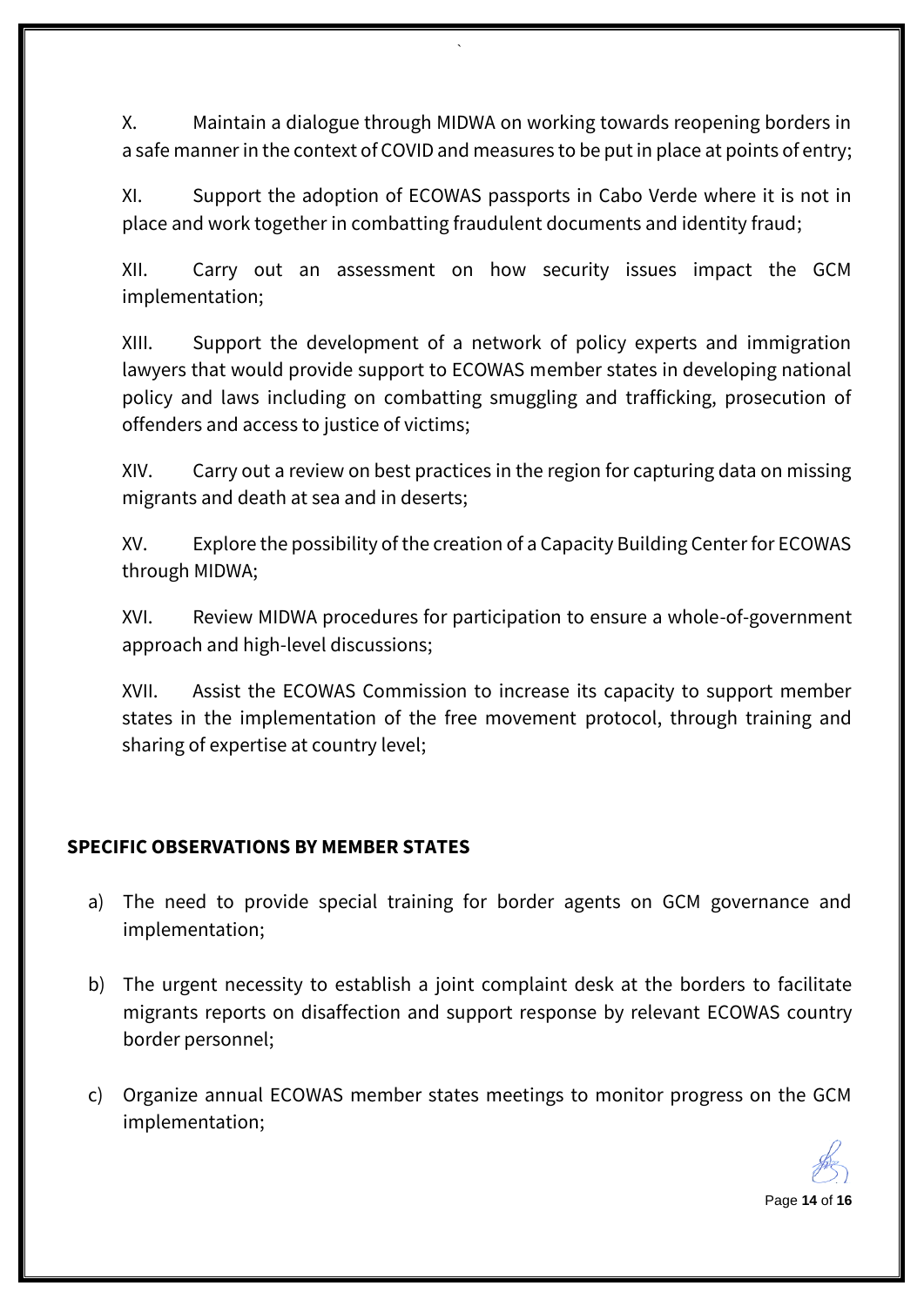X. Maintain a dialogue through MIDWA on working towards reopening borders in a safe manner in the context of COVID and measures to be put in place at points of entry;

XI. Support the adoption of ECOWAS passports in Cabo Verde where it is not in place and work together in combatting fraudulent documents and identity fraud;

XII. Carry out an assessment on how security issues impact the GCM implementation;

XIII. Support the development of a network of policy experts and immigration lawyers that would provide support to ECOWAS member states in developing national policy and laws including on combatting smuggling and trafficking, prosecution of offenders and access to justice of victims;

XIV. Carry out a review on best practices in the region for capturing data on missing migrants and death at sea and in deserts;

XV. Explore the possibility of the creation of a Capacity Building Center for ECOWAS through MIDWA;

XVI. Review MIDWA procedures for participation to ensure a whole-of-government approach and high-level discussions;

XVII. Assist the ECOWAS Commission to increase its capacity to support member states in the implementation of the free movement protocol, through training and sharing of expertise at country level;

**SPECIFIC OBSERVATIONS BY MEMBER STATES**

a) The need to provide special training for border agents on GCM governance and implementation;

b) The urgent necessity to establish a joint complaint desk at the borders to facilitate migrants reports on disaffection and support response by relevant ECOWAS country border personnel;

c) Organize annual ECOWAS member states meetings to monitor progress on the GCM implementation;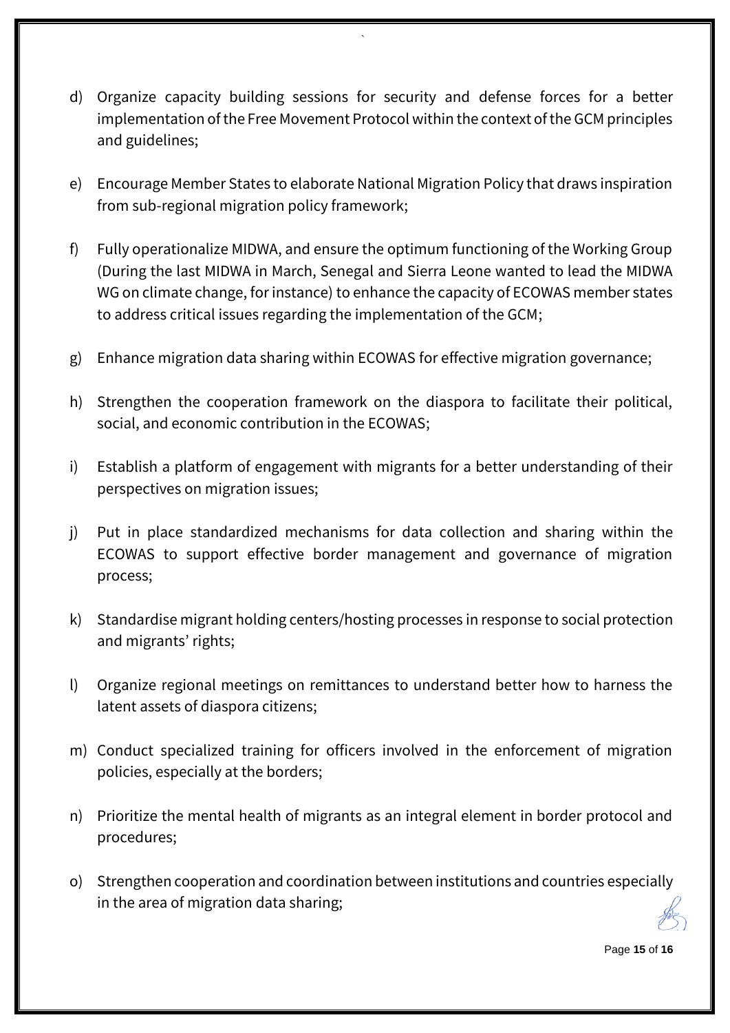d) Organize capacity building sessions for security and defense forces for a better implementation of the Free Movement Protocol within the context of the GCM principles and guidelines;

e) Encourage Member States to elaborate National Migration Policy that draws inspiration from sub-regional migration policy framework;

f) Fully operationalize MIDWA, and ensure the optimum functioning of the Working Group (During the last MIDWA in March, Senegal and Sierra Leone wanted to lead the MIDWA WG on climate change, for instance) to enhance the capacity of ECOWAS member states to address critical issues regarding the implementation of the GCM;

g) Enhance migration data sharing within ECOWAS for effective migration governance;

h) Strengthen the cooperation framework on the diaspora to facilitate their political, social, and economic contribution in the ECOWAS;

i) Establish a platform of engagement with migrants for a better understanding of their perspectives on migration issues;

j) Put in place standardized mechanisms for data collection and sharing within the ECOWAS to support effective border management and governance of migration process;

k) Standardise migrant holding centers/hosting processes in response to social protection and migrants' rights;

l) Organize regional meetings on remittances to understand better how to harness the latent assets of diaspora citizens;

m) Conduct specialized training for officers involved in the enforcement of migration policies, especially at the borders;

n) Prioritize the mental health of migrants as an integral element in border protocol and procedures;

o) Strengthen cooperation and coordination between institutions and countries especially in the area of migration data sharing;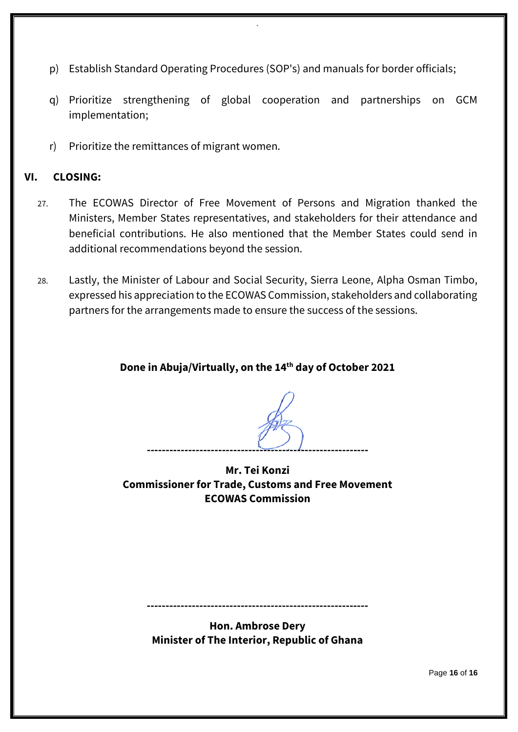p) Establish Standard Operating Procedures (SOP's) and manuals for border officials;

q) Prioritize strengthening of global cooperation and partnerships on GCM implementation;

r) Prioritize the remittances of migrant women.

## VI. CLOSING:

27. The ECOWAS Director of Free Movement of Persons and Migration thanked the Ministers, Member States representatives, and stakeholders for their attendance and beneficial contributions. He also mentioned that the Member States could send in additional recommendations beyond the session.

28. Lastly, the Minister of Labour and Social Security, Sierra Leone, Alpha Osman Timbo, expressed his appreciation to the ECOWAS Commission, stakeholders and collaborating partners for the arrangements made to ensure the success of the sessions.

**Done in Abuja/Virtually, on the 14th day of October 2021**

-----------------------------------------------------------

**Mr. Tei Konzi**
**Commissioner for Trade, Customs and Free Movement**
**ECOWAS Commission**

-----------------------------------------------------------

**Hon. Ambrose Dery**
**Minister of The Interior, Republic of Ghana**